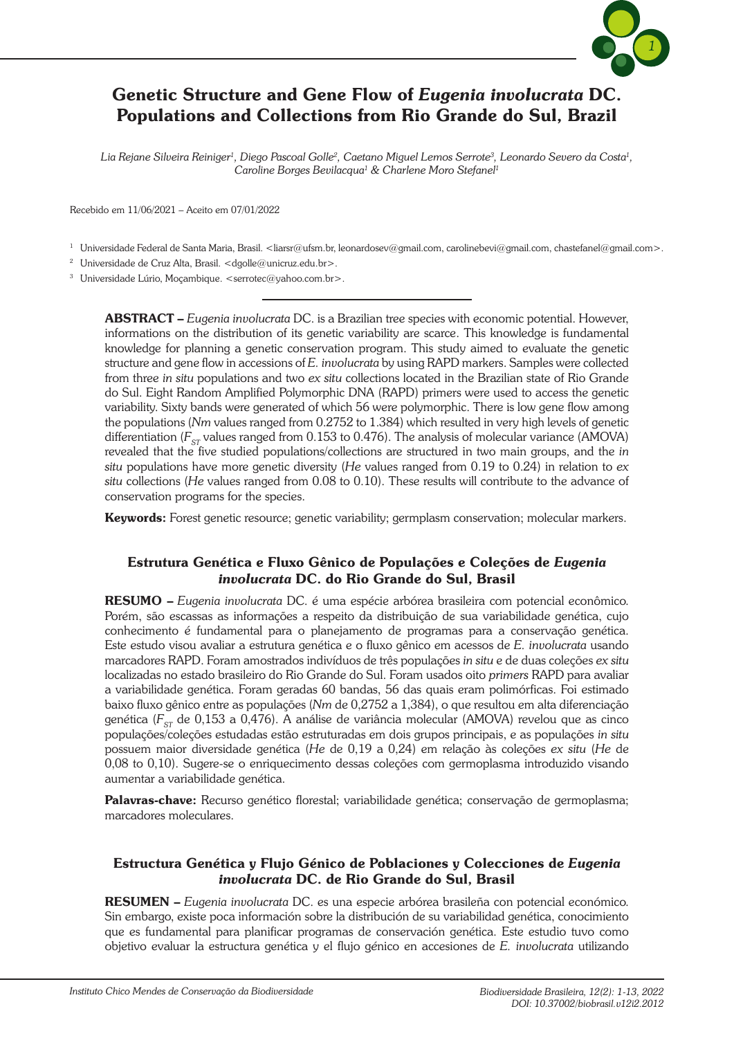# Genetic Structure and Gene Flow of *Eugenia involucrata* DC. Populations and Collections from Rio Grande do Sul, Brazil

*Lia Rejane Silveira Reiniger*[1], *Diego Pascoal Golle*[2], *Caetano Miguel Lemos Serrote*[3], *Leonardo Severo da Costa*[1], *Caroline Borges Bevilacqua*[1] & *Charlene Moro Stefanel*[1]

Recebido em 11/06/2021 – Aceito em 07/01/2022

[1] Universidade Federal de Santa Maria, Brasil. <liarsr@ufsm.br, leonardosev@gmail.com, carolinebevi@gmail.com, chastefanel@gmail.com>.

[2] Universidade de Cruz Alta, Brasil. <dgolle@unicruz.edu.br>.

[3] Universidade Lúrio, Moçambique. <serrotec@yahoo.com.br>.

**ABSTRACT –** *Eugenia involucrata* DC. is a Brazilian tree species with economic potential. However, informations on the distribution of its genetic variability are scarce. This knowledge is fundamental knowledge for planning a genetic conservation program. This study aimed to evaluate the genetic structure and gene flow in accessions of *E. involucrata* by using RAPD markers. Samples were collected from three *in situ* populations and two *ex situ* collections located in the Brazilian state of Rio Grande do Sul. Eight Random Amplified Polymorphic DNA (RAPD) primers were used to access the genetic variability. Sixty bands were generated of which 56 were polymorphic. There is low gene flow among the populations (*Nm* values ranged from 0.2752 to 1.384) which resulted in very high levels of genetic differentiation ($F_{ST}$ values ranged from 0.153 to 0.476). The analysis of molecular variance (AMOVA) revealed that the five studied populations/collections are structured in two main groups, and the *in situ* populations have more genetic diversity (*He* values ranged from 0.19 to 0.24) in relation to *ex situ* collections (*He* values ranged from 0.08 to 0.10). These results will contribute to the advance of conservation programs for the species.

**Keywords:** Forest genetic resource; genetic variability; germplasm conservation; molecular markers.

## Estrutura Genética e Fluxo Gênico de Populações e Coleções de *Eugenia involucrata* DC. do Rio Grande do Sul, Brasil

**RESUMO –** *Eugenia involucrata* DC. é uma espécie arbórea brasileira com potencial econômico. Porém, são escassas as informações a respeito da distribuição de sua variabilidade genética, cujo conhecimento é fundamental para o planejamento de programas para a conservação genética. Este estudo visou avaliar a estrutura genética e o fluxo gênico em acessos de *E. involucrata* usando marcadores RAPD. Foram amostrados indivíduos de três populações *in situ* e de duas coleções *ex situ* localizadas no estado brasileiro do Rio Grande do Sul. Foram usados oito *primers* RAPD para avaliar a variabilidade genética. Foram geradas 60 bandas, 56 das quais eram polimórficas. Foi estimado baixo fluxo gênico entre as populações (*Nm* de 0,2752 a 1,384), o que resultou em alta diferenciação genética ($F_{ST}$ de 0,153 a 0,476). A análise de variância molecular (AMOVA) revelou que as cinco populações/coleções estudadas estão estruturadas em dois grupos principais, e as populações *in situ* possuem maior diversidade genética (*He* de 0,19 a 0,24) em relação às coleções *ex situ* (*He* de 0,08 to 0,10). Sugere-se o enriquecimento dessas coleções com germoplasma introduzido visando aumentar a variabilidade genética.

**Palavras-chave:** Recurso genético florestal; variabilidade genética; conservação de germoplasma; marcadores moleculares.

## Estructura Genética y Flujo Génico de Poblaciones y Colecciones de *Eugenia involucrata* DC. de Rio Grande do Sul, Brasil

**RESUMEN –** *Eugenia involucrata* DC. es una especie arbórea brasileña con potencial económico. Sin embargo, existe poca información sobre la distribución de su variabilidad genética, conocimiento que es fundamental para planificar programas de conservación genética. Este estudio tuvo como objetivo evaluar la estructura genética y el flujo génico en accesiones de *E. involucrata* utilizando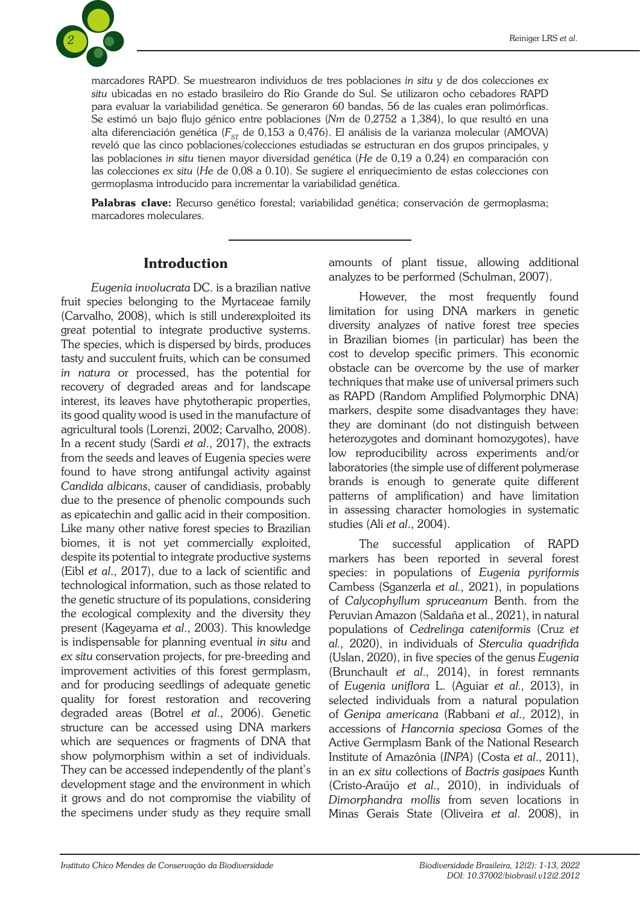marcadores RAPD. Se muestrearon individuos de tres poblaciones *in situ* y de dos colecciones *ex situ* ubicadas en no estado brasileiro do Rio Grande do Sul. Se utilizaron ocho cebadores RAPD para evaluar la variabilidad genética. Se generaron 60 bandas, 56 de las cuales eran polimórficas. Se estimó un bajo flujo génico entre poblaciones (*Nm* de 0,2752 a 1,384), lo que resultó en una alta diferenciación genética ($F_{ST}$ de 0,153 a 0,476). El análisis de la varianza molecular (AMOVA) reveló que las cinco poblaciones/colecciones estudiadas se estructuran en dos grupos principales, y las poblaciones *in situ* tienen mayor diversidad genética (*He* de 0,19 a 0,24) en comparación con las colecciones *ex situ* (*He* de 0,08 a 0.10). Se sugiere el enriquecimiento de estas colecciones con germoplasma introducido para incrementar la variabilidad genética.

**Palabras clave:** Recurso genético forestal; variabilidad genética; conservación de germoplasma; marcadores moleculares.

## Introduction

*Eugenia involucrata* DC. is a brazilian native fruit species belonging to the Myrtaceae family (Carvalho, 2008), which is still underexploited its great potential to integrate productive systems. The species, which is dispersed by birds, produces tasty and succulent fruits, which can be consumed *in natura* or processed, has the potential for recovery of degraded areas and for landscape interest, its leaves have phytotherapic properties, its good quality wood is used in the manufacture of agricultural tools (Lorenzi, 2002; Carvalho, 2008). In a recent study (Sardi *et al*., 2017), the extracts from the seeds and leaves of Eugenia species were found to have strong antifungal activity against *Candida albicans*, causer of candidiasis, probably due to the presence of phenolic compounds such as epicatechin and gallic acid in their composition. Like many other native forest species to Brazilian biomes, it is not yet commercially exploited, despite its potential to integrate productive systems (Eibl *et al*., 2017), due to a lack of scientific and technological information, such as those related to the genetic structure of its populations, considering the ecological complexity and the diversity they present (Kageyama *et al*., 2003). This knowledge is indispensable for planning eventual *in situ* and *ex situ* conservation projects, for pre-breeding and improvement activities of this forest germplasm, and for producing seedlings of adequate genetic quality for forest restoration and recovering degraded areas (Botrel *et al*., 2006). Genetic structure can be accessed using DNA markers which are sequences or fragments of DNA that show polymorphism within a set of individuals. They can be accessed independently of the plant's development stage and the environment in which it grows and do not compromise the viability of the specimens under study as they require small amounts of plant tissue, allowing additional analyzes to be performed (Schulman, 2007).

However, the most frequently found limitation for using DNA markers in genetic diversity analyzes of native forest tree species in Brazilian biomes (in particular) has been the cost to develop specific primers. This economic obstacle can be overcome by the use of marker techniques that make use of universal primers such as RAPD (Random Amplified Polymorphic DNA) markers, despite some disadvantages they have: they are dominant (do not distinguish between heterozygotes and dominant homozygotes), have low reproducibility across experiments and/or laboratories (the simple use of different polymerase brands is enough to generate quite different patterns of amplification) and have limitation in assessing character homologies in systematic studies (Ali *et al*., 2004).

The successful application of RAPD markers has been reported in several forest species: in populations of *Eugenia pyriformis* Cambess (Sganzerla *et al.,* 2021), in populations of *Calycophyllum spruceanum* Benth. from the Peruvian Amazon (Saldaña et al., 2021), in natural populations of *Cedrelinga cateniformis* (Cruz *et al.,* 2020), in individuals of *Sterculia quadrifida* (Uslan, 2020), in five species of the genus *Eugenia* (Brunchault *et al*., 2014), in forest remnants of *Eugenia uniflora* L. (Aguiar *et al.,* 2013), in selected individuals from a natural population of *Genipa americana* (Rabbani *et al*., 2012), in accessions of *Hancornia speciosa* Gomes of the Active Germplasm Bank of the National Research Institute of Amazônia (*INPA*) (Costa *et al*., 2011), in an *ex situ* collections of *Bactris gasipaes* Kunth (Cristo-Araújo *et al*., 2010), in individuals of *Dimorphandra mollis* from seven locations in Minas Gerais State (Oliveira *et al*. 2008), in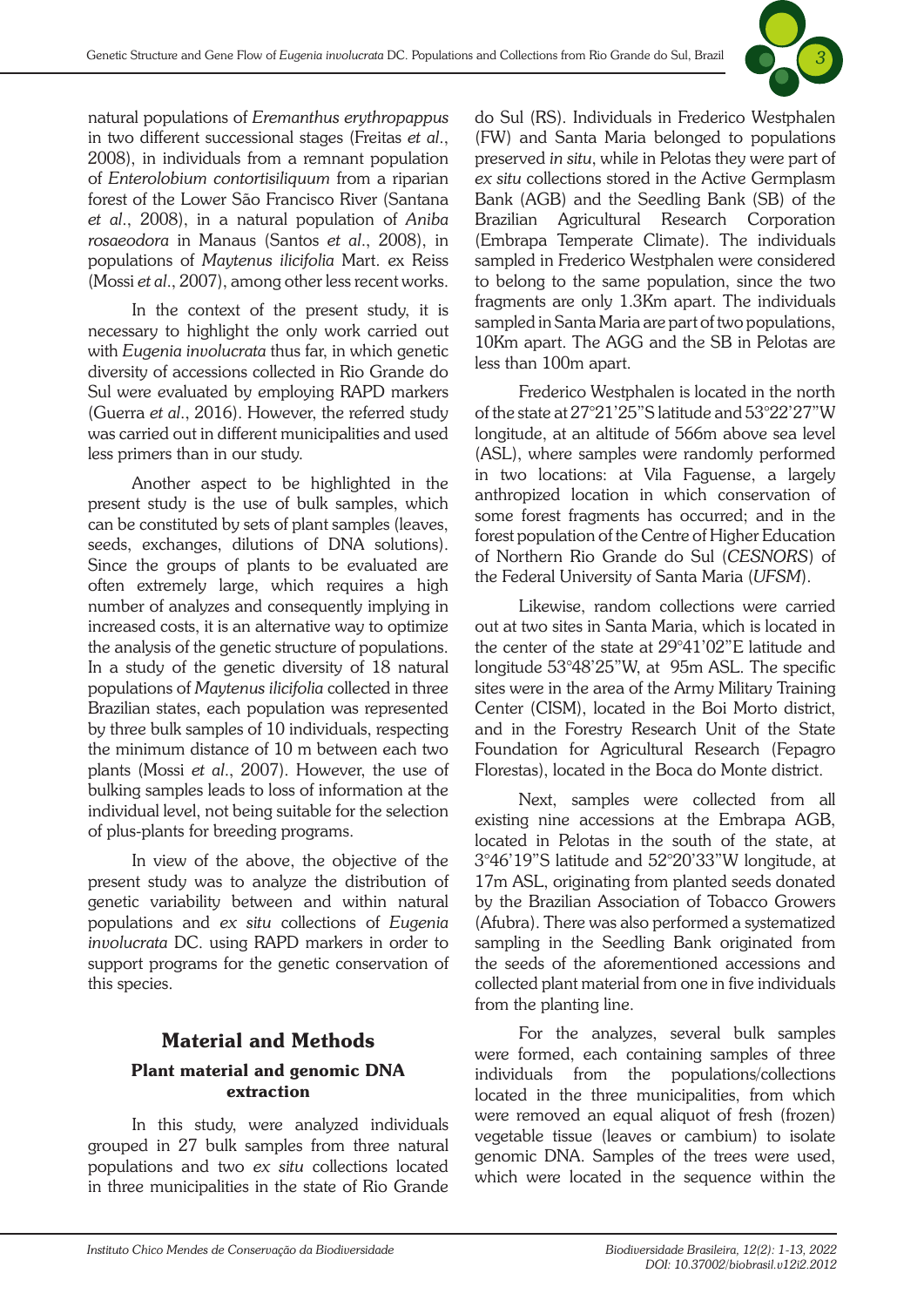natural populations of *Eremanthus erythropappus* in two different successional stages (Freitas *et al*., 2008), in individuals from a remnant population of *Enterolobium contortisiliquum* from a riparian forest of the Lower São Francisco River (Santana *et al*., 2008), in a natural population of *Aniba rosaeodora* in Manaus (Santos *et al*., 2008), in populations of *Maytenus ilicifolia* Mart. ex Reiss (Mossi *et al*., 2007), among other less recent works.

In the context of the present study, it is necessary to highlight the only work carried out with *Eugenia involucrata* thus far, in which genetic diversity of accessions collected in Rio Grande do Sul were evaluated by employing RAPD markers (Guerra *et al*., 2016). However, the referred study was carried out in different municipalities and used less primers than in our study.

Another aspect to be highlighted in the present study is the use of bulk samples, which can be constituted by sets of plant samples (leaves, seeds, exchanges, dilutions of DNA solutions). Since the groups of plants to be evaluated are often extremely large, which requires a high number of analyzes and consequently implying in increased costs, it is an alternative way to optimize the analysis of the genetic structure of populations. In a study of the genetic diversity of 18 natural populations of *Maytenus ilicifolia* collected in three Brazilian states, each population was represented by three bulk samples of 10 individuals, respecting the minimum distance of 10 m between each two plants (Mossi *et al*., 2007). However, the use of bulking samples leads to loss of information at the individual level, not being suitable for the selection of plus-plants for breeding programs.

In view of the above, the objective of the present study was to analyze the distribution of genetic variability between and within natural populations and *ex situ* collections of *Eugenia involucrata* DC. using RAPD markers in order to support programs for the genetic conservation of this species.

## Material and Methods

### Plant material and genomic DNA extraction

In this study, were analyzed individuals grouped in 27 bulk samples from three natural populations and two *ex situ* collections located in three municipalities in the state of Rio Grande do Sul (RS). Individuals in Frederico Westphalen (FW) and Santa Maria belonged to populations preserved *in situ*, while in Pelotas they were part of *ex situ* collections stored in the Active Germplasm Bank (AGB) and the Seedling Bank (SB) of the Brazilian Agricultural Research Corporation (Embrapa Temperate Climate). The individuals sampled in Frederico Westphalen were considered to belong to the same population, since the two fragments are only 1.3Km apart. The individuals sampled in Santa Maria are part of two populations, 10Km apart. The AGG and the SB in Pelotas are less than 100m apart.

Frederico Westphalen is located in the north of the state at 27°21'25"S latitude and 53°22'27"W longitude, at an altitude of 566m above sea level (ASL), where samples were randomly performed in two locations: at Vila Faguense, a largely anthropized location in which conservation of some forest fragments has occurred; and in the forest population of the Centre of Higher Education of Northern Rio Grande do Sul (*CESNORS*) of the Federal University of Santa Maria (*UFSM*).

Likewise, random collections were carried out at two sites in Santa Maria, which is located in the center of the state at 29°41'02"E latitude and longitude 53°48'25"W, at 95m ASL. The specific sites were in the area of the Army Military Training Center (CISM), located in the Boi Morto district, and in the Forestry Research Unit of the State Foundation for Agricultural Research (Fepagro Florestas), located in the Boca do Monte district.

Next, samples were collected from all existing nine accessions at the Embrapa AGB, located in Pelotas in the south of the state, at 3°46'19"S latitude and 52°20'33"W longitude, at 17m ASL, originating from planted seeds donated by the Brazilian Association of Tobacco Growers (Afubra). There was also performed a systematized sampling in the Seedling Bank originated from the seeds of the aforementioned accessions and collected plant material from one in five individuals from the planting line.

For the analyzes, several bulk samples were formed, each containing samples of three individuals from the populations/collections located in the three municipalities, from which were removed an equal aliquot of fresh (frozen) vegetable tissue (leaves or cambium) to isolate genomic DNA. Samples of the trees were used, which were located in the sequence within the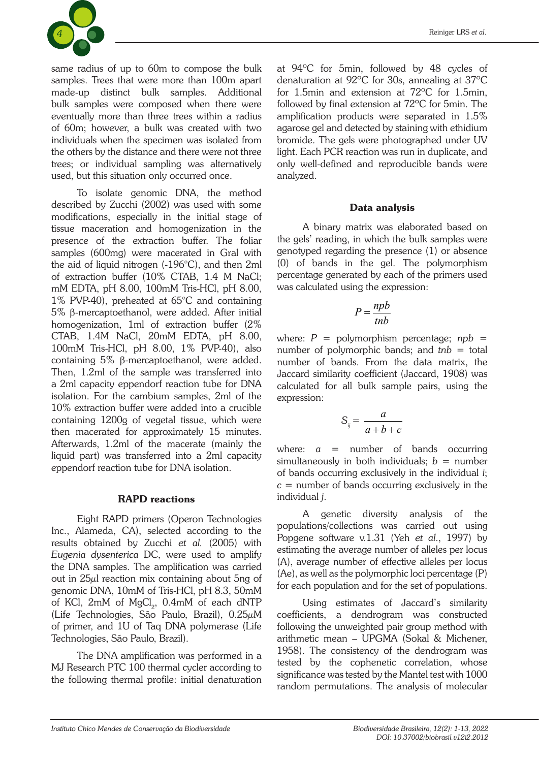same radius of up to 60m to compose the bulk samples. Trees that were more than 100m apart made-up distinct bulk samples. Additional bulk samples were composed when there were eventually more than three trees within a radius of 60m; however, a bulk was created with two individuals when the specimen was isolated from the others by the distance and there were not three trees; or individual sampling was alternatively used, but this situation only occurred once.

To isolate genomic DNA, the method described by Zucchi (2002) was used with some modifications, especially in the initial stage of tissue maceration and homogenization in the presence of the extraction buffer. The foliar samples (600mg) were macerated in Gral with the aid of liquid nitrogen (-196°C), and then 2ml of extraction buffer (10% CTAB, 1.4 M NaCl; mM EDTA, pH 8.00, 100mM Tris-HCl, pH 8.00, 1% PVP-40), preheated at 65°C and containing 5% β-mercaptoethanol, were added. After initial homogenization, 1ml of extraction buffer (2% CTAB, 1.4M NaCl, 20mM EDTA, pH 8.00, 100mM Tris-HCl, pH 8.00, 1% PVP-40), also containing 5% β-mercaptoethanol, were added. Then, 1.2ml of the sample was transferred into a 2ml capacity eppendorf reaction tube for DNA isolation. For the cambium samples, 2ml of the 10% extraction buffer were added into a crucible containing 1200g of vegetal tissue, which were then macerated for approximately 15 minutes. Afterwards, 1.2ml of the macerate (mainly the liquid part) was transferred into a 2ml capacity eppendorf reaction tube for DNA isolation.

## RAPD reactions

Eight RAPD primers (Operon Technologies Inc., Alameda, CA), selected according to the results obtained by Zucchi *et al.* (2005) with *Eugenia dysenterica* DC, were used to amplify the DNA samples. The amplification was carried out in 25µl reaction mix containing about 5ng of genomic DNA, 10mM of Tris-HCl, pH 8.3, 50mM of KCl, 2mM of $MgCl_2$, 0.4mM of each dNTP (Life Technologies, São Paulo, Brazil), 0.25µM of primer, and 1U of Taq DNA polymerase (Life Technologies, São Paulo, Brazil).

The DNA amplification was performed in a MJ Research PTC 100 thermal cycler according to the following thermal profile: initial denaturation at 94°C for 5min, followed by 48 cycles of denaturation at 92°C for 30s, annealing at 37°C for 1.5min and extension at 72°C for 1.5min, followed by final extension at 72°C for 5min. The amplification products were separated in 1.5% agarose gel and detected by staining with ethidium bromide. The gels were photographed under UV light. Each PCR reaction was run in duplicate, and only well-defined and reproducible bands were analyzed.

## Data analysis

A binary matrix was elaborated based on the gels' reading, in which the bulk samples were genotyped regarding the presence (1) or absence (0) of bands in the gel. The polymorphism percentage generated by each of the primers used was calculated using the expression:

$$P = \frac{npb}{tnb}$$

where: $P$ = polymorphism percentage; $npb$ = number of polymorphic bands; and $tnb$ = total number of bands. From the data matrix, the Jaccard similarity coefficient (Jaccard, 1908) was calculated for all bulk sample pairs, using the expression:

$$S_{ij} = \frac{a}{a+b+c}$$

where: $a$ = number of bands occurring simultaneously in both individuals; $b$ = number of bands occurring exclusively in the individual $i$; $c$ = number of bands occurring exclusively in the individual $j$.

A genetic diversity analysis of the populations/collections was carried out using Popgene software v.1.31 (Yeh *et al.*, 1997) by estimating the average number of alleles per locus (A), average number of effective alleles per locus (Ae), as well as the polymorphic loci percentage (P) for each population and for the set of populations.

Using estimates of Jaccard's similarity coefficients, a dendrogram was constructed following the unweighted pair group method with arithmetic mean – UPGMA (Sokal & Michener, 1958). The consistency of the dendrogram was tested by the cophenetic correlation, whose significance was tested by the Mantel test with 1000 random permutations. The analysis of molecular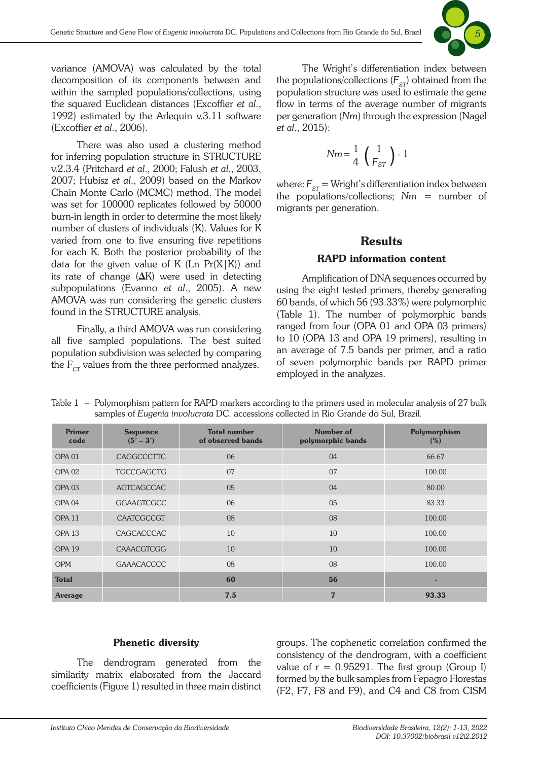variance (AMOVA) was calculated by the total decomposition of its components between and within the sampled populations/collections, using the squared Euclidean distances (Excoffier *et al*., 1992) estimated by the Arlequin v.3.11 software (Excoffier *et al*., 2006).

There was also used a clustering method for inferring population structure in STRUCTURE v.2.3.4 (Pritchard *et al*., 2000; Falush *et al*., 2003, 2007; Hubisz *et al*., 2009) based on the Markov Chain Monte Carlo (MCMC) method. The model was set for 100000 replicates followed by 50000 burn-in length in order to determine the most likely number of clusters of individuals (K). Values for K varied from one to five ensuring five repetitions for each K. Both the posterior probability of the data for the given value of K (Ln Pr(X|K)) and its rate of change (ΔK) were used in detecting subpopulations (Evanno *et al*., 2005). A new AMOVA was run considering the genetic clusters found in the STRUCTURE analysis.

Finally, a third AMOVA was run considering all five sampled populations. The best suited population subdivision was selected by comparing the $F_{CT}$ values from the three performed analyzes.

The Wright's differentiation index between the populations/collections ($F_{ST}$) obtained from the population structure was used to estimate the gene flow in terms of the average number of migrants per generation (*Nm*) through the expression (Nagel *et al*., 2015):

$$Nm = \frac{1}{4}\left(\frac{1}{F_{ST}}\right) - 1$$

where: $F_{ST}$ = Wright's differentiation index between the populations/collections; *Nm* = number of migrants per generation.

## Results

### RAPD information content

Amplification of DNA sequences occurred by using the eight tested primers, thereby generating 60 bands, of which 56 (93.33%) were polymorphic (Table 1). The number of polymorphic bands ranged from four (OPA 01 and OPA 03 primers) to 10 (OPA 13 and OPA 19 primers), resulting in an average of 7.5 bands per primer, and a ratio of seven polymorphic bands per RAPD primer employed in the analyzes.

Table 1 – Polymorphism pattern for RAPD markers according to the primers used in molecular analysis of 27 bulk samples of *Eugenia involucrata* DC. accessions collected in Rio Grande do Sul, Brazil.

| Primer code | Sequence (5' – 3') | Total number of observed bands | Number of polymorphic bands | Polymorphism (%) |
|---|---|---|---|---|
| OPA 01 | CAGGCCCTTC | 06 | 04 | 66.67 |
| OPA 02 | TGCCGAGCTG | 07 | 07 | 100.00 |
| OPA 03 | AGTCAGCCAC | 05 | 04 | 80.00 |
| OPA 04 | GGAAGTCGCC | 06 | 05 | 83.33 |
| OPA 11 | CAATCGCCGT | 08 | 08 | 100.00 |
| OPA 13 | CAGCACCCAC | 10 | 10 | 100.00 |
| OPA 19 | CAAACGTCGG | 10 | 10 | 100.00 |
| OPM | GAAACACCCC | 08 | 08 | 100.00 |
| **Total** | | **60** | **56** | **-** |
| **Average** | | **7.5** | **7** | **93.33** |

### Phenetic diversity

The dendrogram generated from the similarity matrix elaborated from the Jaccard coefficients (Figure 1) resulted in three main distinct groups. The cophenetic correlation confirmed the consistency of the dendrogram, with a coefficient value of r = 0.95291. The first group (Group I) formed by the bulk samples from Fepagro Florestas (F2, F7, F8 and F9), and C4 and C8 from CISM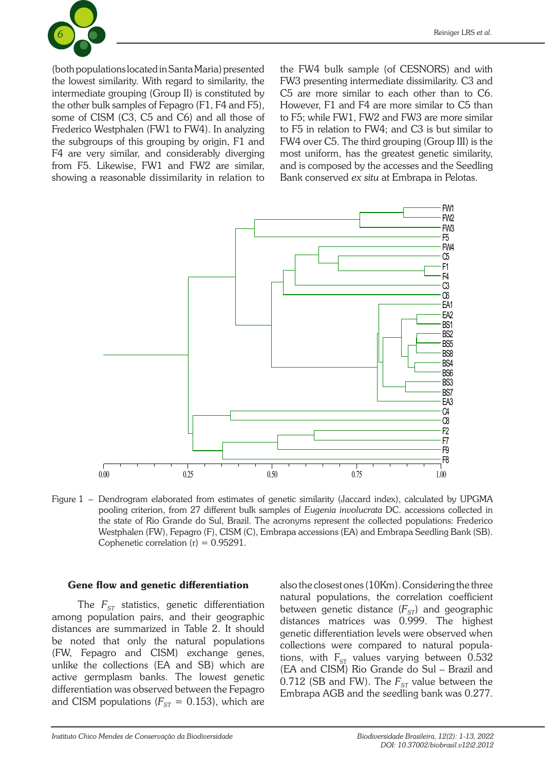(both populations located in Santa Maria) presented the lowest similarity. With regard to similarity, the intermediate grouping (Group II) is constituted by the other bulk samples of Fepagro (F1, F4 and F5), some of CISM (C3, C5 and C6) and all those of Frederico Westphalen (FW1 to FW4). In analyzing the subgroups of this grouping by origin, F1 and F4 are very similar, and considerably diverging from F5. Likewise, FW1 and FW2 are similar, showing a reasonable dissimilarity in relation to the FW4 bulk sample (of CESNORS) and with FW3 presenting intermediate dissimilarity. C3 and C5 are more similar to each other than to C6. However, F1 and F4 are more similar to C5 than to F5; while FW1, FW2 and FW3 are more similar to F5 in relation to FW4; and C3 is but similar to FW4 over C5. The third grouping (Group III) is the most uniform, has the greatest genetic similarity, and is composed by the accesses and the Seedling Bank conserved *ex situ* at Embrapa in Pelotas.

Figure 1 – Dendrogram elaborated from estimates of genetic similarity (Jaccard index), calculated by UPGMA pooling criterion, from 27 different bulk samples of *Eugenia involucrata* DC. accessions collected in the state of Rio Grande do Sul, Brazil. The acronyms represent the collected populations: Frederico Westphalen (FW), Fepagro (F), CISM (C), Embrapa accessions (EA) and Embrapa Seedling Bank (SB). Cophenetic correlation (r) = 0.95291.

## Gene flow and genetic differentiation

The $F_{ST}$ statistics, genetic differentiation among population pairs, and their geographic distances are summarized in Table 2. It should be noted that only the natural populations (FW, Fepagro and CISM) exchange genes, unlike the collections (EA and SB) which are active germplasm banks. The lowest genetic differentiation was observed between the Fepagro and CISM populations ($F_{ST}$ = 0.153), which are also the closest ones (10Km). Considering the three natural populations, the correlation coefficient between genetic distance ($F_{ST}$) and geographic distances matrices was 0.999. The highest genetic differentiation levels were observed when collections were compared to natural populations, with $F_{ST}$ values varying between 0.532 (EA and CISM) Rio Grande do Sul – Brazil and 0.712 (SB and FW). The $F_{ST}$ value between the Embrapa AGB and the seedling bank was 0.277.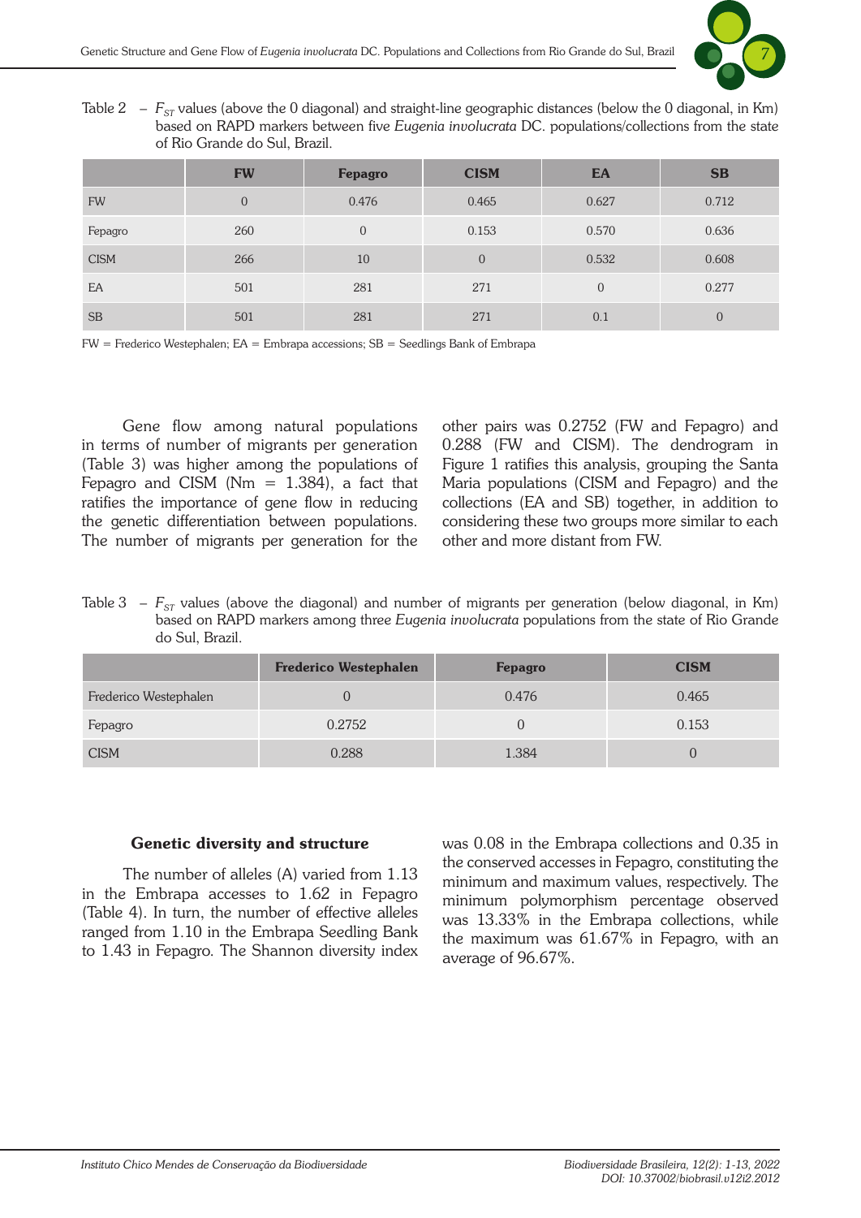Table 2 – $F_{ST}$ values (above the 0 diagonal) and straight-line geographic distances (below the 0 diagonal, in Km) based on RAPD markers between five *Eugenia involucrata* DC. populations/collections from the state of Rio Grande do Sul, Brazil.

| | FW | Fepagro | CISM | EA | SB |
|---|---|---|---|---|---|
| FW | 0 | 0.476 | 0.465 | 0.627 | 0.712 |
| Fepagro | 260 | 0 | 0.153 | 0.570 | 0.636 |
| CISM | 266 | 10 | 0 | 0.532 | 0.608 |
| EA | 501 | 281 | 271 | 0 | 0.277 |
| SB | 501 | 281 | 271 | 0.1 | 0 |

FW = Frederico Westephalen; EA = Embrapa accessions; SB = Seedlings Bank of Embrapa

Gene flow among natural populations in terms of number of migrants per generation (Table 3) was higher among the populations of Fepagro and CISM (Nm = 1.384), a fact that ratifies the importance of gene flow in reducing the genetic differentiation between populations. The number of migrants per generation for the other pairs was 0.2752 (FW and Fepagro) and 0.288 (FW and CISM). The dendrogram in Figure 1 ratifies this analysis, grouping the Santa Maria populations (CISM and Fepagro) and the collections (EA and SB) together, in addition to considering these two groups more similar to each other and more distant from FW.

Table 3 – $F_{ST}$ values (above the diagonal) and number of migrants per generation (below diagonal, in Km) based on RAPD markers among three *Eugenia involucrata* populations from the state of Rio Grande do Sul, Brazil.

| | Frederico Westephalen | Fepagro | CISM |
|---|---|---|---|
| Frederico Westephalen | 0 | 0.476 | 0.465 |
| Fepagro | 0.2752 | 0 | 0.153 |
| CISM | 0.288 | 1.384 | 0 |

### Genetic diversity and structure

The number of alleles (A) varied from 1.13 in the Embrapa accesses to 1.62 in Fepagro (Table 4). In turn, the number of effective alleles ranged from 1.10 in the Embrapa Seedling Bank to 1.43 in Fepagro. The Shannon diversity index was 0.08 in the Embrapa collections and 0.35 in the conserved accesses in Fepagro, constituting the minimum and maximum values, respectively. The minimum polymorphism percentage observed was 13.33% in the Embrapa collections, while the maximum was 61.67% in Fepagro, with an average of 96.67%.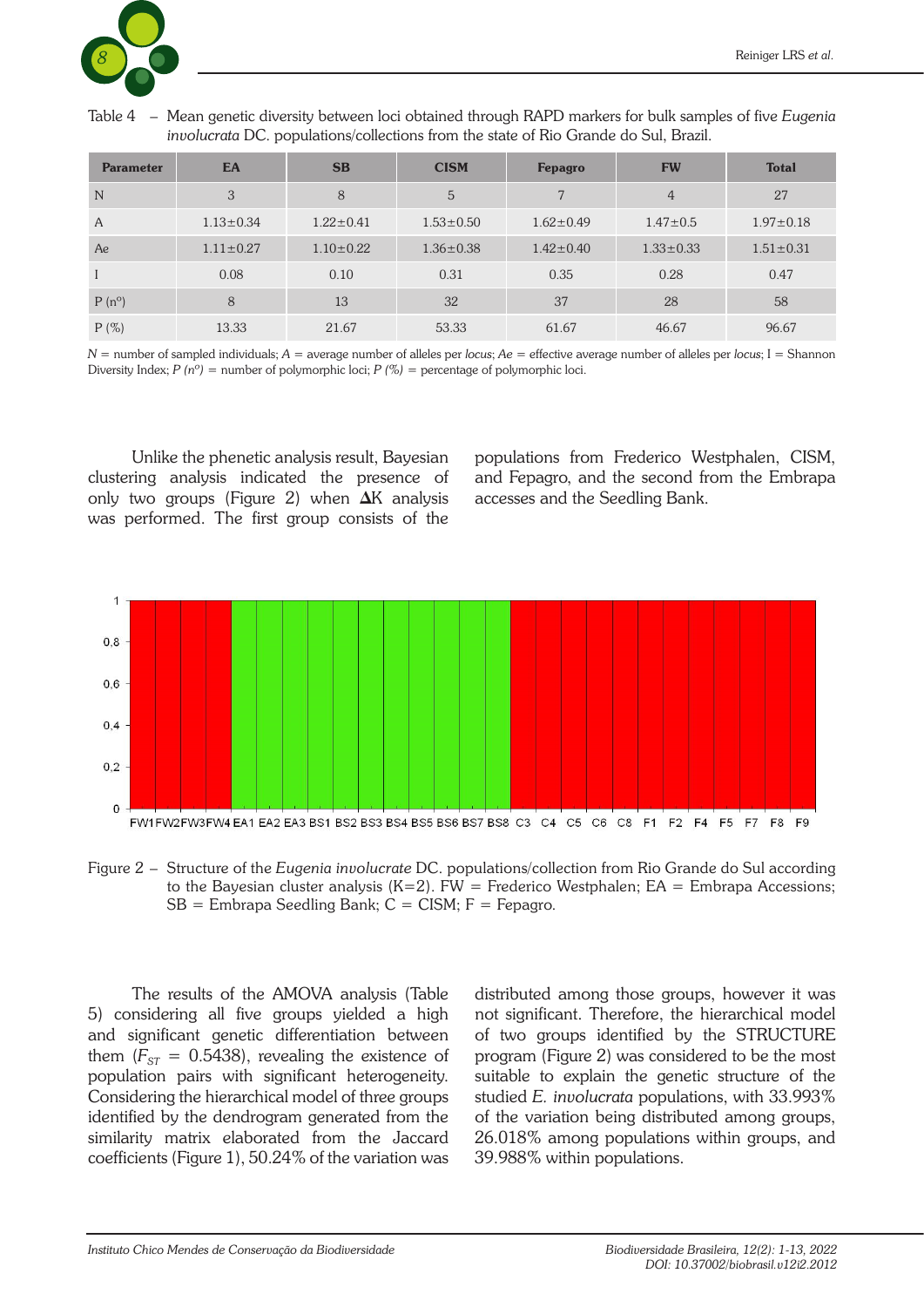Table 4 – Mean genetic diversity between loci obtained through RAPD markers for bulk samples of five *Eugenia involucrata* DC. populations/collections from the state of Rio Grande do Sul, Brazil.

| Parameter | EA | SB | CISM | Fepagro | FW | Total |
|---|---|---|---|---|---|---|
| N | 3 | 8 | 5 | 7 | 4 | 27 |
| A | 1.13±0.34 | 1.22±0.41 | 1.53±0.50 | 1.62±0.49 | 1.47±0.5 | 1.97±0.18 |
| Ae | 1.11±0.27 | 1.10±0.22 | 1.36±0.38 | 1.42±0.40 | 1.33±0.33 | 1.51±0.31 |
| I | 0.08 | 0.10 | 0.31 | 0.35 | 0.28 | 0.47 |
| P (nº) | 8 | 13 | 32 | 37 | 28 | 58 |
| P (%) | 13.33 | 21.67 | 53.33 | 61.67 | 46.67 | 96.67 |

*N* = number of sampled individuals; *A* = average number of alleles per *locus*; *Ae* = effective average number of alleles per *locus*; I = Shannon Diversity Index; *P (nº)* = number of polymorphic loci; *P (%)* = percentage of polymorphic loci.

Unlike the phenetic analysis result, Bayesian clustering analysis indicated the presence of only two groups (Figure 2) when **Δ**K analysis was performed. The first group consists of the populations from Frederico Westphalen, CISM, and Fepagro, and the second from the Embrapa accesses and the Seedling Bank.

Figure 2 – Structure of the *Eugenia involucrate* DC. populations/collection from Rio Grande do Sul according to the Bayesian cluster analysis (K=2). FW = Frederico Westphalen; EA = Embrapa Accessions; SB = Embrapa Seedling Bank; C = CISM; F = Fepagro.

The results of the AMOVA analysis (Table 5) considering all five groups yielded a high and significant genetic differentiation between them ($F_{ST}$ = 0.5438), revealing the existence of population pairs with significant heterogeneity. Considering the hierarchical model of three groups identified by the dendrogram generated from the similarity matrix elaborated from the Jaccard coefficients (Figure 1), 50.24% of the variation was distributed among those groups, however it was not significant. Therefore, the hierarchical model of two groups identified by the STRUCTURE program (Figure 2) was considered to be the most suitable to explain the genetic structure of the studied *E. involucrata* populations, with 33.993% of the variation being distributed among groups, 26.018% among populations within groups, and 39.988% within populations.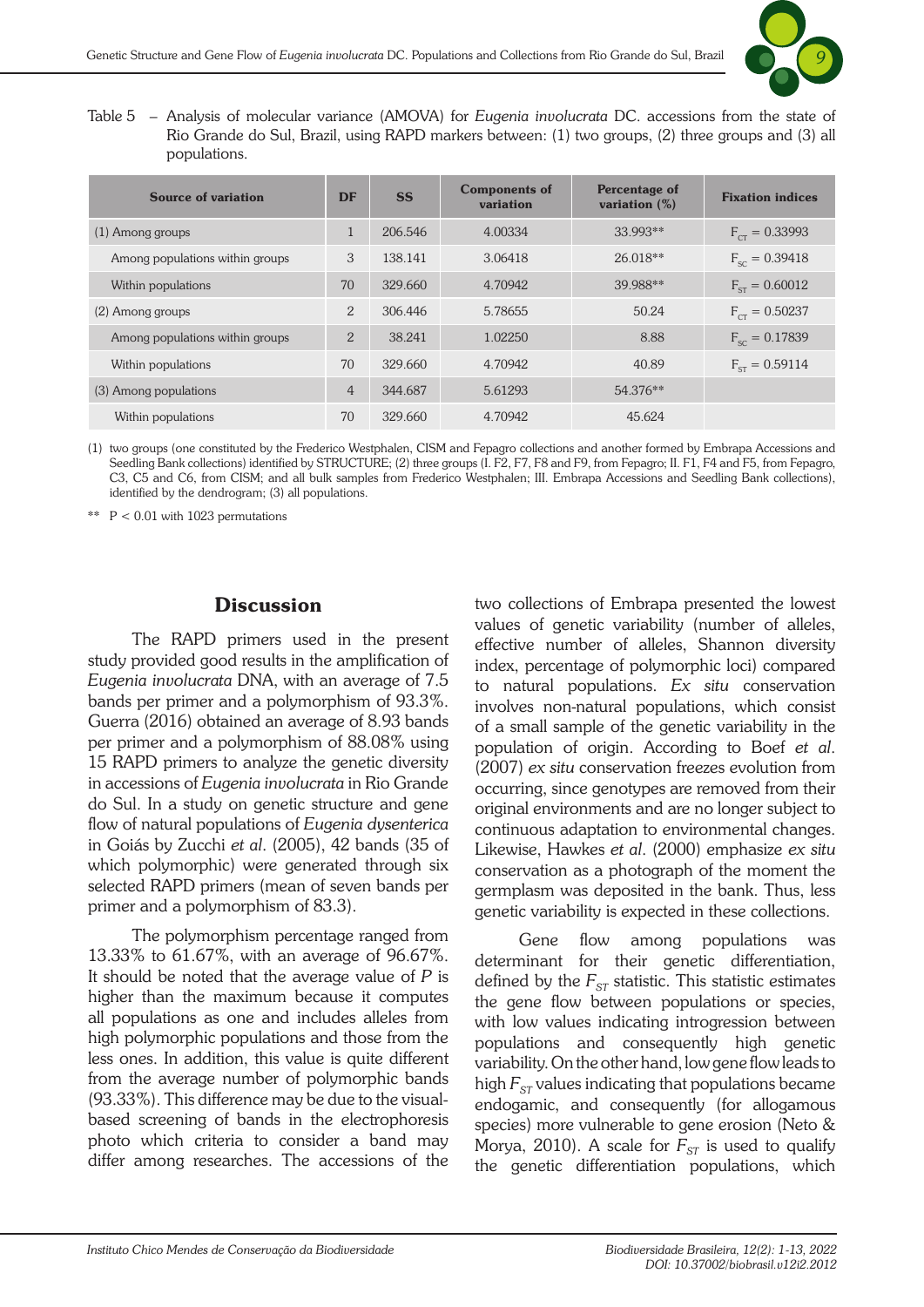Table 5 – Analysis of molecular variance (AMOVA) for *Eugenia involucrata* DC. accessions from the state of Rio Grande do Sul, Brazil, using RAPD markers between: (1) two groups, (2) three groups and (3) all populations.

| Source of variation | DF | SS | Components of variation | Percentage of variation (%) | Fixation indices |
|---|---|---|---|---|---|
| (1) Among groups | 1 | 206.546 | 4.00334 | 33.993** | $F_{CT} = 0.33993$ |
| Among populations within groups | 3 | 138.141 | 3.06418 | 26.018** | $F_{SC} = 0.39418$ |
| Within populations | 70 | 329.660 | 4.70942 | 39.988** | $F_{ST} = 0.60012$ |
| (2) Among groups | 2 | 306.446 | 5.78655 | 50.24 | $F_{CT} = 0.50237$ |
| Among populations within groups | 2 | 38.241 | 1.02250 | 8.88 | $F_{SC} = 0.17839$ |
| Within populations | 70 | 329.660 | 4.70942 | 40.89 | $F_{ST} = 0.59114$ |
| (3) Among populations | 4 | 344.687 | 5.61293 | 54.376** | |
| Within populations | 70 | 329.660 | 4.70942 | 45.624 | |

(1) two groups (one constituted by the Frederico Westphalen, CISM and Fepagro collections and another formed by Embrapa Accessions and Seedling Bank collections) identified by STRUCTURE; (2) three groups (I. F2, F7, F8 and F9, from Fepagro; II. F1, F4 and F5, from Fepagro, C3, C5 and C6, from CISM; and all bulk samples from Frederico Westphalen; III. Embrapa Accessions and Seedling Bank collections), identified by the dendrogram; (3) all populations.

** P < 0.01 with 1023 permutations

## Discussion

The RAPD primers used in the present study provided good results in the amplification of *Eugenia involucrata* DNA, with an average of 7.5 bands per primer and a polymorphism of 93.3%. Guerra (2016) obtained an average of 8.93 bands per primer and a polymorphism of 88.08% using 15 RAPD primers to analyze the genetic diversity in accessions of *Eugenia involucrata* in Rio Grande do Sul. In a study on genetic structure and gene flow of natural populations of *Eugenia dysenterica* in Goiás by Zucchi *et al*. (2005), 42 bands (35 of which polymorphic) were generated through six selected RAPD primers (mean of seven bands per primer and a polymorphism of 83.3).

The polymorphism percentage ranged from 13.33% to 61.67%, with an average of 96.67%. It should be noted that the average value of *P* is higher than the maximum because it computes all populations as one and includes alleles from high polymorphic populations and those from the less ones. In addition, this value is quite different from the average number of polymorphic bands (93.33%). This difference may be due to the visual-based screening of bands in the electrophoresis photo which criteria to consider a band may differ among researches. The accessions of the two collections of Embrapa presented the lowest values of genetic variability (number of alleles, effective number of alleles, Shannon diversity index, percentage of polymorphic loci) compared to natural populations. *Ex situ* conservation involves non-natural populations, which consist of a small sample of the genetic variability in the population of origin. According to Boef *et al*. (2007) *ex situ* conservation freezes evolution from occurring, since genotypes are removed from their original environments and are no longer subject to continuous adaptation to environmental changes. Likewise, Hawkes *et al*. (2000) emphasize *ex situ* conservation as a photograph of the moment the germplasm was deposited in the bank. Thus, less genetic variability is expected in these collections.

Gene flow among populations was determinant for their genetic differentiation, defined by the $F_{ST}$ statistic. This statistic estimates the gene flow between populations or species, with low values indicating introgression between populations and consequently high genetic variability. On the other hand, low gene flow leads to high $F_{ST}$ values indicating that populations became endogamic, and consequently (for allogamous species) more vulnerable to gene erosion (Neto & Morya, 2010). A scale for $F_{ST}$ is used to qualify the genetic differentiation populations, which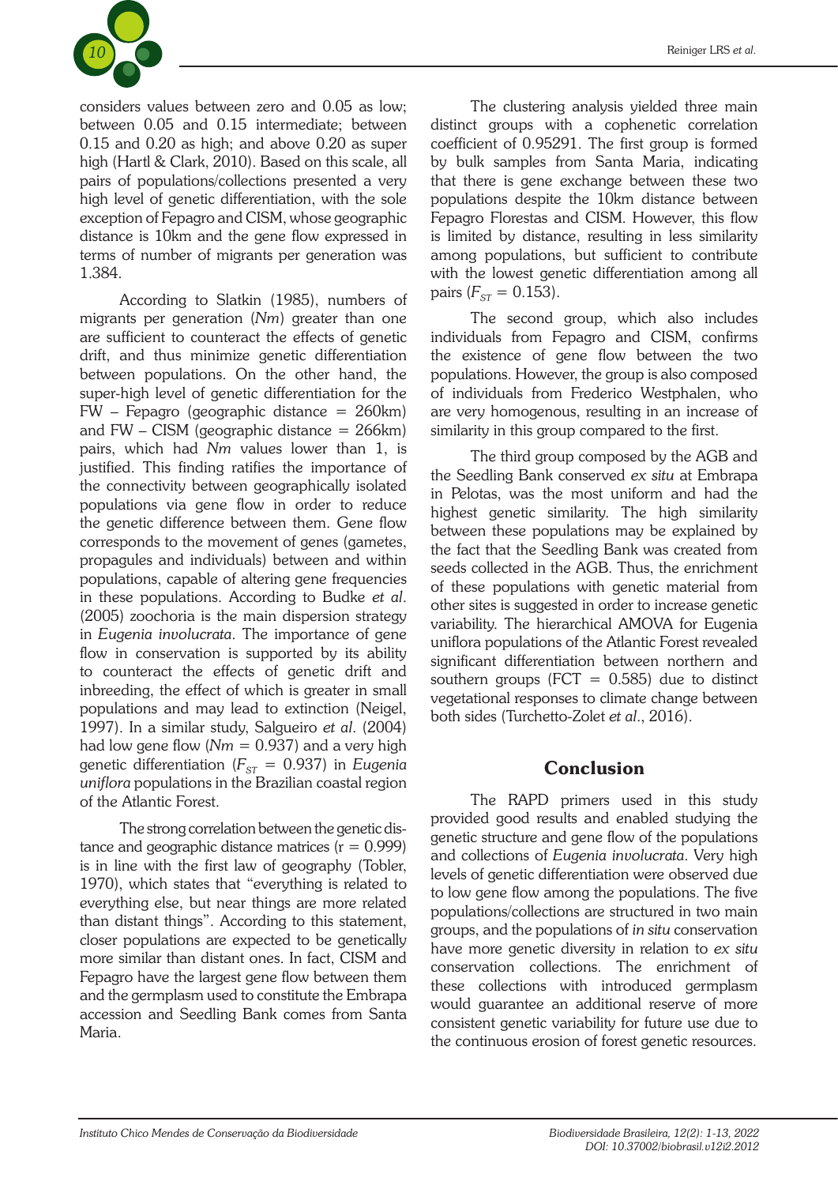considers values between zero and 0.05 as low; between 0.05 and 0.15 intermediate; between 0.15 and 0.20 as high; and above 0.20 as super high (Hartl & Clark, 2010). Based on this scale, all pairs of populations/collections presented a very high level of genetic differentiation, with the sole exception of Fepagro and CISM, whose geographic distance is 10km and the gene flow expressed in terms of number of migrants per generation was 1.384.

According to Slatkin (1985), numbers of migrants per generation (*Nm*) greater than one are sufficient to counteract the effects of genetic drift, and thus minimize genetic differentiation between populations. On the other hand, the super-high level of genetic differentiation for the FW – Fepagro (geographic distance = 260km) and FW – CISM (geographic distance = 266km) pairs, which had *Nm* values lower than 1, is justified. This finding ratifies the importance of the connectivity between geographically isolated populations via gene flow in order to reduce the genetic difference between them. Gene flow corresponds to the movement of genes (gametes, propagules and individuals) between and within populations, capable of altering gene frequencies in these populations. According to Budke *et al*. (2005) zoochoria is the main dispersion strategy in *Eugenia involucrata*. The importance of gene flow in conservation is supported by its ability to counteract the effects of genetic drift and inbreeding, the effect of which is greater in small populations and may lead to extinction (Neigel, 1997). In a similar study, Salgueiro *et al*. (2004) had low gene flow (*Nm* = 0.937) and a very high genetic differentiation ($F_{ST}$ = 0.937) in *Eugenia uniflora* populations in the Brazilian coastal region of the Atlantic Forest.

The strong correlation between the genetic distance and geographic distance matrices (r = 0.999) is in line with the first law of geography (Tobler, 1970), which states that "everything is related to everything else, but near things are more related than distant things". According to this statement, closer populations are expected to be genetically more similar than distant ones. In fact, CISM and Fepagro have the largest gene flow between them and the germplasm used to constitute the Embrapa accession and Seedling Bank comes from Santa Maria.

The clustering analysis yielded three main distinct groups with a cophenetic correlation coefficient of 0.95291. The first group is formed by bulk samples from Santa Maria, indicating that there is gene exchange between these two populations despite the 10km distance between Fepagro Florestas and CISM. However, this flow is limited by distance, resulting in less similarity among populations, but sufficient to contribute with the lowest genetic differentiation among all pairs ($F_{ST}$ = 0.153).

The second group, which also includes individuals from Fepagro and CISM, confirms the existence of gene flow between the two populations. However, the group is also composed of individuals from Frederico Westphalen, who are very homogenous, resulting in an increase of similarity in this group compared to the first.

The third group composed by the AGB and the Seedling Bank conserved *ex situ* at Embrapa in Pelotas, was the most uniform and had the highest genetic similarity. The high similarity between these populations may be explained by the fact that the Seedling Bank was created from seeds collected in the AGB. Thus, the enrichment of these populations with genetic material from other sites is suggested in order to increase genetic variability. The hierarchical AMOVA for Eugenia uniflora populations of the Atlantic Forest revealed significant differentiation between northern and southern groups (FCT = 0.585) due to distinct vegetational responses to climate change between both sides (Turchetto-Zolet *et al*., 2016).

## Conclusion

The RAPD primers used in this study provided good results and enabled studying the genetic structure and gene flow of the populations and collections of *Eugenia involucrata*. Very high levels of genetic differentiation were observed due to low gene flow among the populations. The five populations/collections are structured in two main groups, and the populations of *in situ* conservation have more genetic diversity in relation to *ex situ* conservation collections. The enrichment of these collections with introduced germplasm would guarantee an additional reserve of more consistent genetic variability for future use due to the continuous erosion of forest genetic resources.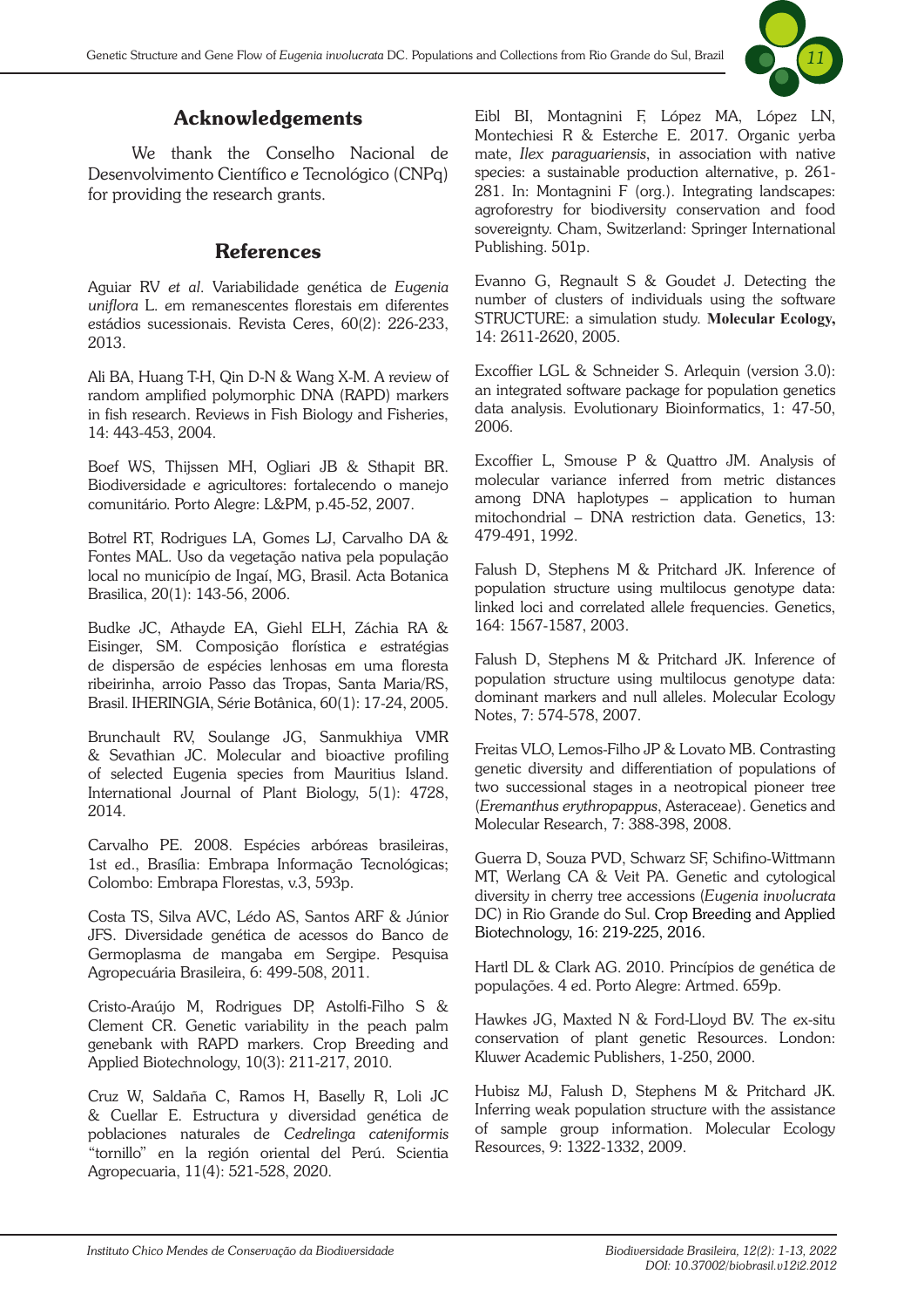## Acknowledgements

We thank the Conselho Nacional de Desenvolvimento Científico e Tecnológico (CNPq) for providing the research grants.

## References

Aguiar RV *et al*. Variabilidade genética de *Eugenia uniflora* L. em remanescentes florestais em diferentes estádios sucessionais. Revista Ceres, 60(2): 226-233, 2013.

Ali BA, Huang T-H, Qin D-N & Wang X-M. A review of random amplified polymorphic DNA (RAPD) markers in fish research. Reviews in Fish Biology and Fisheries, 14: 443-453, 2004.

Boef WS, Thijssen MH, Ogliari JB & Sthapit BR. Biodiversidade e agricultores: fortalecendo o manejo comunitário. Porto Alegre: L&PM, p.45-52, 2007.

Botrel RT, Rodrigues LA, Gomes LJ, Carvalho DA & Fontes MAL. Uso da vegetação nativa pela população local no município de Ingaí, MG, Brasil. Acta Botanica Brasilica, 20(1): 143-56, 2006.

Budke JC, Athayde EA, Giehl ELH, Záchia RA & Eisinger, SM. Composição florística e estratégias de dispersão de espécies lenhosas em uma floresta ribeirinha, arroio Passo das Tropas, Santa Maria/RS, Brasil. IHERINGIA, Série Botânica, 60(1): 17-24, 2005.

Brunchault RV, Soulange JG, Sanmukhiya VMR & Sevathian JC. Molecular and bioactive profiling of selected Eugenia species from Mauritius Island. International Journal of Plant Biology, 5(1): 4728, 2014.

Carvalho PE. 2008. Espécies arbóreas brasileiras, 1st ed., Brasília: Embrapa Informação Tecnológicas; Colombo: Embrapa Florestas, v.3, 593p.

Costa TS, Silva AVC, Lédo AS, Santos ARF & Júnior JFS. Diversidade genética de acessos do Banco de Germoplasma de mangaba em Sergipe. Pesquisa Agropecuária Brasileira, 6: 499-508, 2011.

Cristo-Araújo M, Rodrigues DP, Astolfi-Filho S & Clement CR. Genetic variability in the peach palm genebank with RAPD markers. Crop Breeding and Applied Biotechnology, 10(3): 211-217, 2010.

Cruz W, Saldaña C, Ramos H, Baselly R, Loli JC & Cuellar E. Estructura y diversidad genética de poblaciones naturales de *Cedrelinga cateniformis* "tornillo" en la región oriental del Perú. Scientia Agropecuaria, 11(4): 521-528, 2020.

Eibl BI, Montagnini F, López MA, López LN, Montechiesi R & Esterche E. 2017. Organic yerba mate, *Ilex paraguariensis*, in association with native species: a sustainable production alternative, p. 261-281. In: Montagnini F (org.). Integrating landscapes: agroforestry for biodiversity conservation and food sovereignty. Cham, Switzerland: Springer International Publishing. 501p.

Evanno G, Regnault S & Goudet J. Detecting the number of clusters of individuals using the software STRUCTURE: a simulation study. **Molecular Ecology,** 14: 2611-2620, 2005.

Excoffier LGL & Schneider S. Arlequin (version 3.0): an integrated software package for population genetics data analysis. Evolutionary Bioinformatics, 1: 47-50, 2006.

Excoffier L, Smouse P & Quattro JM. Analysis of molecular variance inferred from metric distances among DNA haplotypes – application to human mitochondrial – DNA restriction data. Genetics, 13: 479-491, 1992.

Falush D, Stephens M & Pritchard JK. Inference of population structure using multilocus genotype data: linked loci and correlated allele frequencies. Genetics, 164: 1567-1587, 2003.

Falush D, Stephens M & Pritchard JK. Inference of population structure using multilocus genotype data: dominant markers and null alleles. Molecular Ecology Notes, 7: 574-578, 2007.

Freitas VLO, Lemos-Filho JP & Lovato MB. Contrasting genetic diversity and differentiation of populations of two successional stages in a neotropical pioneer tree (*Eremanthus erythropappus*, Asteraceae). Genetics and Molecular Research, 7: 388-398, 2008.

Guerra D, Souza PVD, Schwarz SF, Schifino-Wittmann MT, Werlang CA & Veit PA. Genetic and cytological diversity in cherry tree accessions (*Eugenia involucrata* DC) in Rio Grande do Sul. Crop Breeding and Applied Biotechnology, 16: 219-225, 2016.

Hartl DL & Clark AG. 2010. Princípios de genética de populações. 4 ed. Porto Alegre: Artmed. 659p.

Hawkes JG, Maxted N & Ford-Lloyd BV. The *ex-situ* conservation of plant genetic Resources. London: Kluwer Academic Publishers, 1-250, 2000.

Hubisz MJ, Falush D, Stephens M & Pritchard JK. Inferring weak population structure with the assistance of sample group information. Molecular Ecology Resources, 9: 1322-1332, 2009.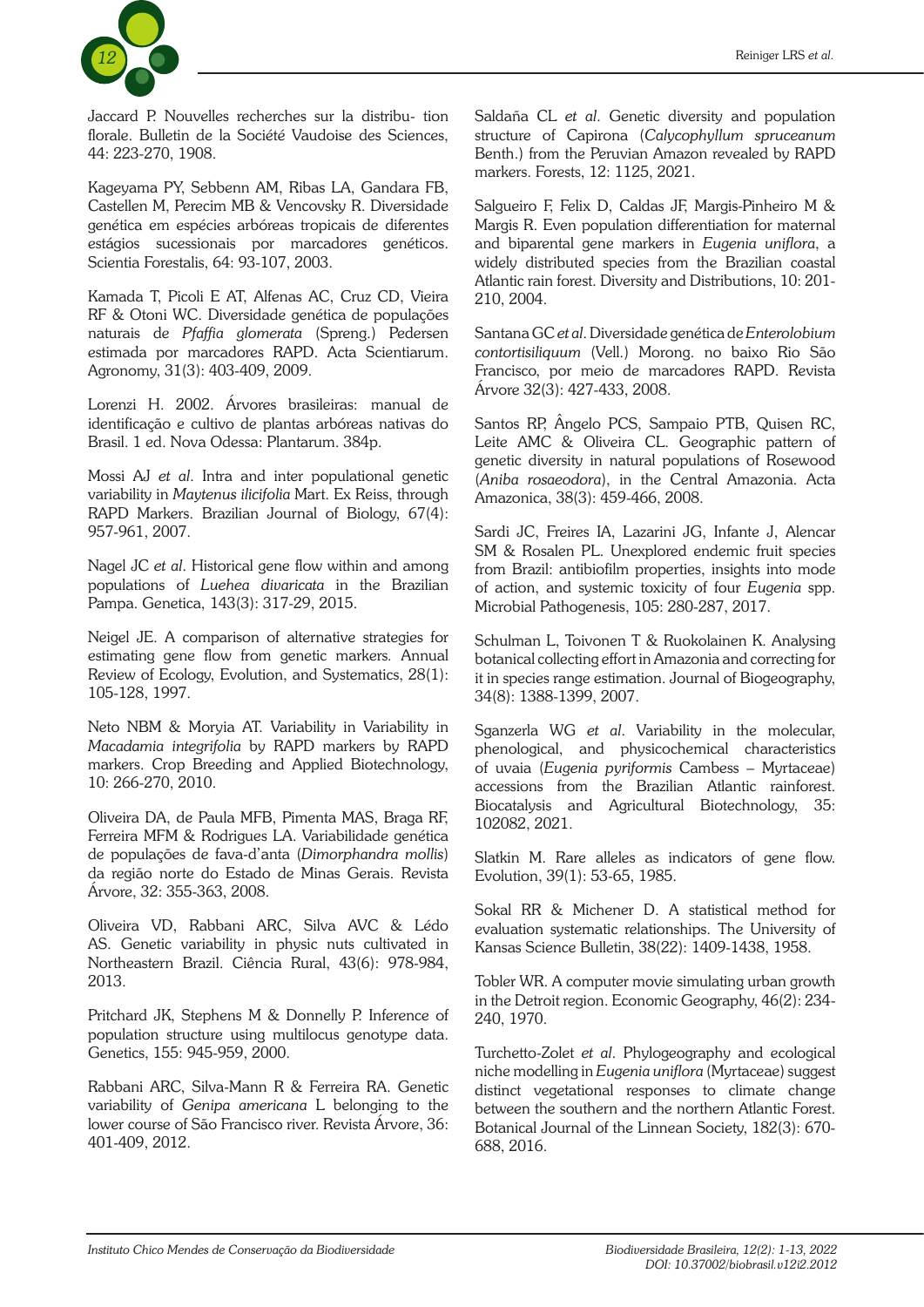Jaccard P. Nouvelles recherches sur la distribu- tion florale. Bulletin de la Société Vaudoise des Sciences, 44: 223-270, 1908.

Kageyama PY, Sebbenn AM, Ribas LA, Gandara FB, Castellen M, Perecim MB & Vencovsky R. Diversidade genética em espécies arbóreas tropicais de diferentes estágios sucessionais por marcadores genéticos. Scientia Forestalis, 64: 93-107, 2003.

Kamada T, Picoli E AT, Alfenas AC, Cruz CD, Vieira RF & Otoni WC. Diversidade genética de populações naturais de *Pfaffia glomerata* (Spreng.) Pedersen estimada por marcadores RAPD. Acta Scientiarum. Agronomy, 31(3): 403-409, 2009.

Lorenzi H. 2002. Árvores brasileiras: manual de identificação e cultivo de plantas arbóreas nativas do Brasil. 1 ed. Nova Odessa: Plantarum. 384p.

Mossi AJ *et al*. Intra and inter populational genetic variability in *Maytenus ilicifolia* Mart. Ex Reiss, through RAPD Markers. Brazilian Journal of Biology, 67(4): 957-961, 2007.

Nagel JC *et al*. Historical gene flow within and among populations of *Luehea divaricata* in the Brazilian Pampa. Genetica, 143(3): 317-29, 2015.

Neigel JE. A comparison of alternative strategies for estimating gene flow from genetic markers. Annual Review of Ecology, Evolution, and Systematics, 28(1): 105-128, 1997.

Neto NBM & Moryia AT. Variability in Variability in *Macadamia integrifolia* by RAPD markers by RAPD markers. Crop Breeding and Applied Biotechnology, 10: 266-270, 2010.

Oliveira DA, de Paula MFB, Pimenta MAS, Braga RF, Ferreira MFM & Rodrigues LA. Variabilidade genética de populações de fava-d'anta (*Dimorphandra mollis*) da região norte do Estado de Minas Gerais. Revista Árvore, 32: 355-363, 2008.

Oliveira VD, Rabbani ARC, Silva AVC & Lédo AS. Genetic variability in physic nuts cultivated in Northeastern Brazil. Ciência Rural, 43(6): 978-984, 2013.

Pritchard JK, Stephens M & Donnelly P. Inference of population structure using multilocus genotype data. Genetics, 155: 945-959, 2000.

Rabbani ARC, Silva-Mann R & Ferreira RA. Genetic variability of *Genipa americana* L belonging to the lower course of São Francisco river. Revista Árvore, 36: 401-409, 2012.

Saldaña CL *et al*. Genetic diversity and population structure of Capirona (*Calycophyllum spruceanum* Benth.) from the Peruvian Amazon revealed by RAPD markers. Forests, 12: 1125, 2021.

Salgueiro F, Felix D, Caldas JF, Margis-Pinheiro M & Margis R. Even population differentiation for maternal and biparental gene markers in *Eugenia uniflora*, a widely distributed species from the Brazilian coastal Atlantic rain forest. Diversity and Distributions, 10: 201-210, 2004.

Santana GC *et al*. Diversidade genética de *Enterolobium contortisiliquum* (Vell.) Morong. no baixo Rio São Francisco, por meio de marcadores RAPD. Revista Árvore 32(3): 427-433, 2008.

Santos RP, Ângelo PCS, Sampaio PTB, Quisen RC, Leite AMC & Oliveira CL. Geographic pattern of genetic diversity in natural populations of Rosewood (*Aniba rosaeodora*), in the Central Amazonia. Acta Amazonica, 38(3): 459-466, 2008.

Sardi JC, Freires IA, Lazarini JG, Infante J, Alencar SM & Rosalen PL. Unexplored endemic fruit species from Brazil: antibiofilm properties, insights into mode of action, and systemic toxicity of four *Eugenia* spp. Microbial Pathogenesis, 105: 280-287, 2017.

Schulman L, Toivonen T & Ruokolainen K. Analysing botanical collecting effort in Amazonia and correcting for it in species range estimation. Journal of Biogeography, 34(8): 1388-1399, 2007.

Sganzerla WG *et al*. Variability in the molecular, phenological, and physicochemical characteristics of uvaia (*Eugenia pyriformis* Cambess – Myrtaceae) accessions from the Brazilian Atlantic rainforest. Biocatalysis and Agricultural Biotechnology, 35: 102082, 2021.

Slatkin M. Rare alleles as indicators of gene flow. Evolution, 39(1): 53-65, 1985.

Sokal RR & Michener D. A statistical method for evaluation systematic relationships. The University of Kansas Science Bulletin, 38(22): 1409-1438, 1958.

Tobler WR. A computer movie simulating urban growth in the Detroit region. Economic Geography, 46(2): 234-240, 1970.

Turchetto-Zolet *et al*. Phylogeography and ecological niche modelling in *Eugenia uniflora* (Myrtaceae) suggest distinct vegetational responses to climate change between the southern and the northern Atlantic Forest. Botanical Journal of the Linnean Society, 182(3): 670-688, 2016.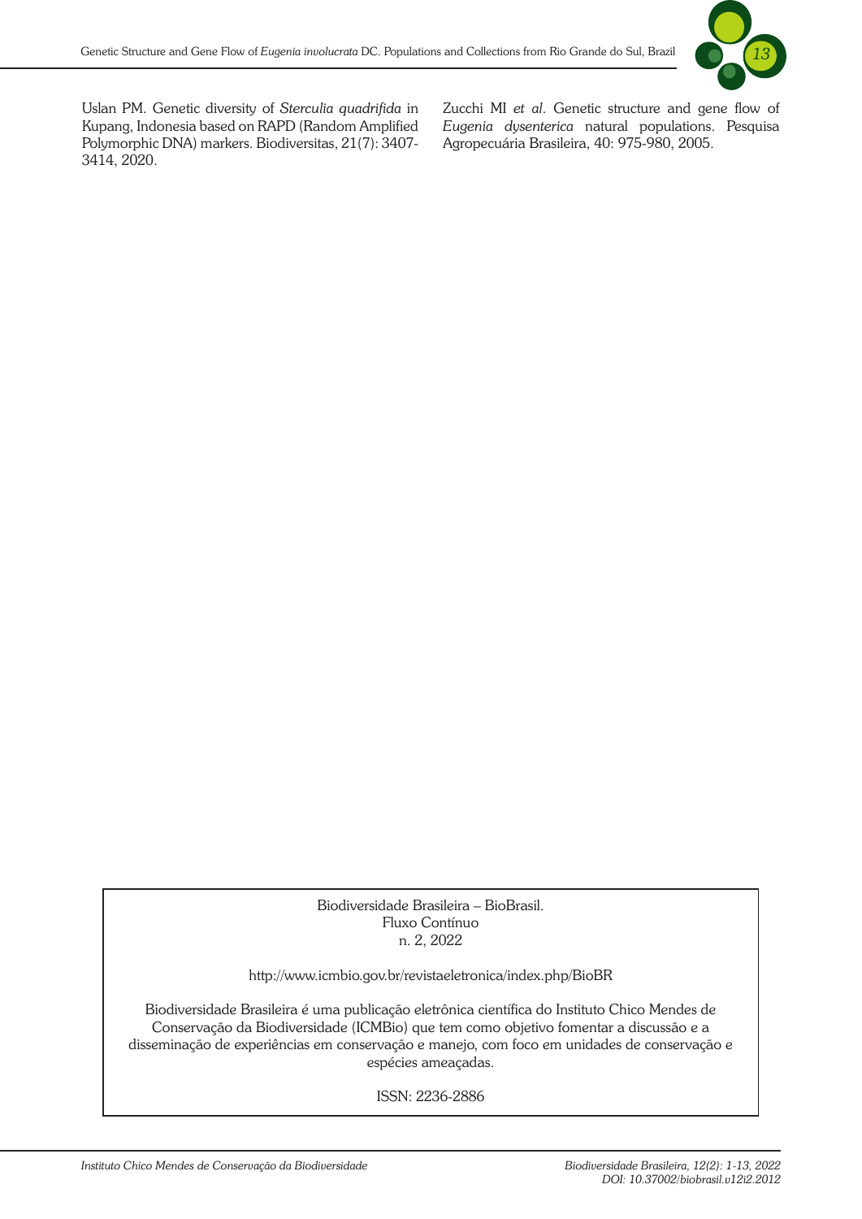Uslan PM. Genetic diversity of *Sterculia quadrifida* in Kupang, Indonesia based on RAPD (Random Amplified Polymorphic DNA) markers. Biodiversitas, 21(7): 3407-3414, 2020.

Zucchi MI *et al*. Genetic structure and gene flow of *Eugenia dysenterica* natural populations. Pesquisa Agropecuária Brasileira, 40: 975-980, 2005.

Biodiversidade Brasileira – BioBrasil.
Fluxo Contínuo
n. 2, 2022

http://www.icmbio.gov.br/revistaeletronica/index.php/BioBR

Biodiversidade Brasileira é uma publicação eletrônica científica do Instituto Chico Mendes de Conservação da Biodiversidade (ICMBio) que tem como objetivo fomentar a discussão e a disseminação de experiências em conservação e manejo, com foco em unidades de conservação e espécies ameaçadas.

ISSN: 2236-2886